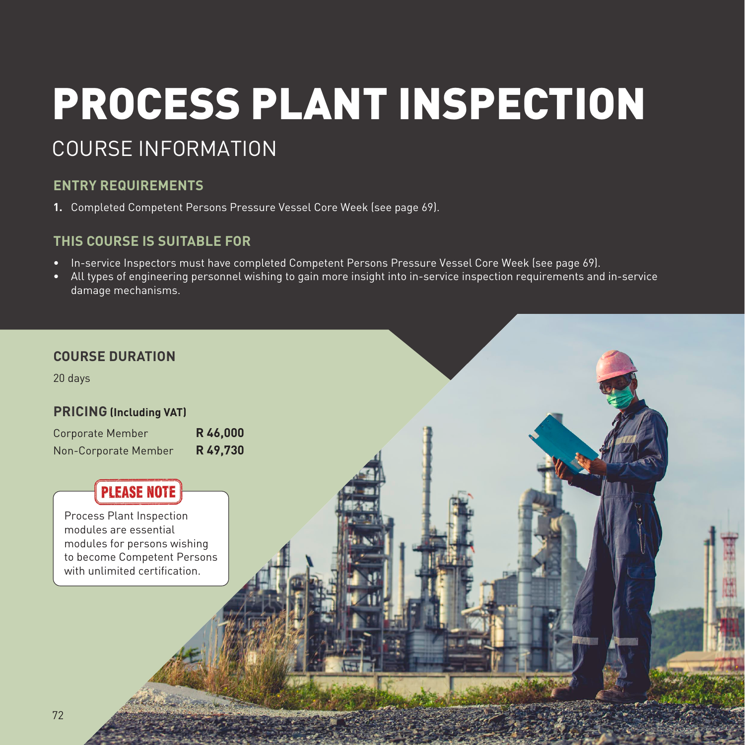# PROCESS PLANT INSPECTION

## COURSE INFORMATION

### ENTRY REQUIREMENTS

1. Completed Competent Persons Pressure Vessel Core Week (see page 69).

### THIS COURSE IS SUITABLE FOR

- In-service Inspectors must have completed Competent Persons Pressure Vessel Core Week (see page 69).
- All types of engineering personnel wishing to gain more insight into in-service inspection requirements and in-service damage mechanisms.

### COURSE DURATION

20 days

### PRICING (Including VAT)

| | |
|---|---|
| Corporate Member | **R 46,000** |
| Non-Corporate Member | **R 49,730** |

**PLEASE NOTE**

Process Plant Inspection modules are essential modules for persons wishing to become Competent Persons with unlimited certification.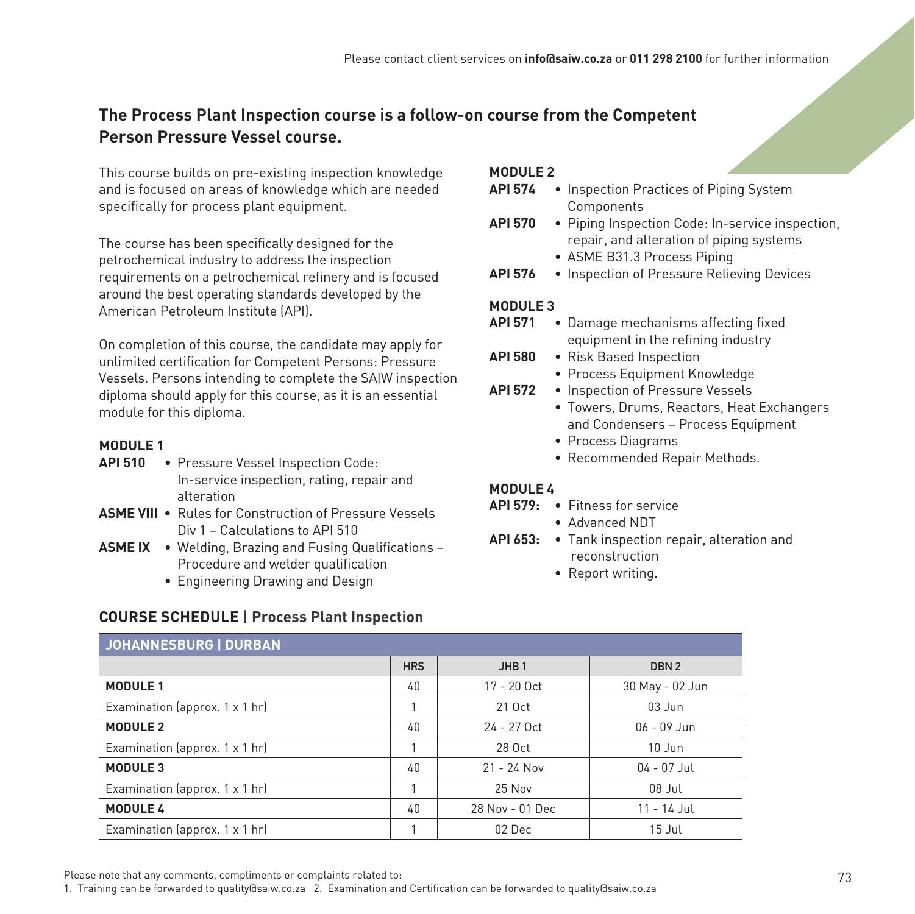Please contact client services on **info@saiw.co.za** or **011 298 2100** for further information

## The Process Plant Inspection course is a follow-on course from the Competent Person Pressure Vessel course.

This course builds on pre-existing inspection knowledge and is focused on areas of knowledge which are needed specifically for process plant equipment.

The course has been specifically designed for the petrochemical industry to address the inspection requirements on a petrochemical refinery and is focused around the best operating standards developed by the American Petroleum Institute (API).

On completion of this course, the candidate may apply for unlimited certification for Competent Persons: Pressure Vessels. Persons intending to complete the SAIW inspection diploma should apply for this course, as it is an essential module for this diploma.

**MODULE 1**

- **API 510** • Pressure Vessel Inspection Code: In-service inspection, rating, repair and alteration
- **ASME VIII** • Rules for Construction of Pressure Vessels Div 1 – Calculations to API 510
- **ASME IX** • Welding, Brazing and Fusing Qualifications – Procedure and welder qualification
  - Engineering Drawing and Design

**MODULE 2**

- **API 574** • Inspection Practices of Piping System Components
- **API 570** • Piping Inspection Code: In-service inspection, repair, and alteration of piping systems
  - ASME B31.3 Process Piping
- **API 576** • Inspection of Pressure Relieving Devices

**MODULE 3**

- **API 571** • Damage mechanisms affecting fixed equipment in the refining industry
- **API 580** • Risk Based Inspection
  - Process Equipment Knowledge
- **API 572** • Inspection of Pressure Vessels
  - Towers, Drums, Reactors, Heat Exchangers and Condensers – Process Equipment
  - Process Diagrams
  - Recommended Repair Methods.

**MODULE 4**

- **API 579:** • Fitness for service
  - Advanced NDT
- **API 653:** • Tank inspection repair, alteration and reconstruction
  - Report writing.

## COURSE SCHEDULE | Process Plant Inspection

| JOHANNESBURG \| DURBAN | | | |
|---|---|---|---|
| | HRS | JHB 1 | DBN 2 |
| **MODULE 1** | 40 | 17 - 20 Oct | 30 May - 02 Jun |
| Examination (approx. 1 x 1 hr) | 1 | 21 Oct | 03 Jun |
| **MODULE 2** | 40 | 24 - 27 Oct | 06 - 09 Jun |
| Examination (approx. 1 x 1 hr) | 1 | 28 Oct | 10 Jun |
| **MODULE 3** | 40 | 21 - 24 Nov | 04 - 07 Jul |
| Examination (approx. 1 x 1 hr) | 1 | 25 Nov | 08 Jul |
| **MODULE 4** | 40 | 28 Nov - 01 Dec | 11 - 14 Jul |
| Examination (approx. 1 x 1 hr) | 1 | 02 Dec | 15 Jul |

Please note that any comments, compliments or complaints related to:
1. Training can be forwarded to quality@saiw.co.za 2. Examination and Certification can be forwarded to quality@saiw.co.za